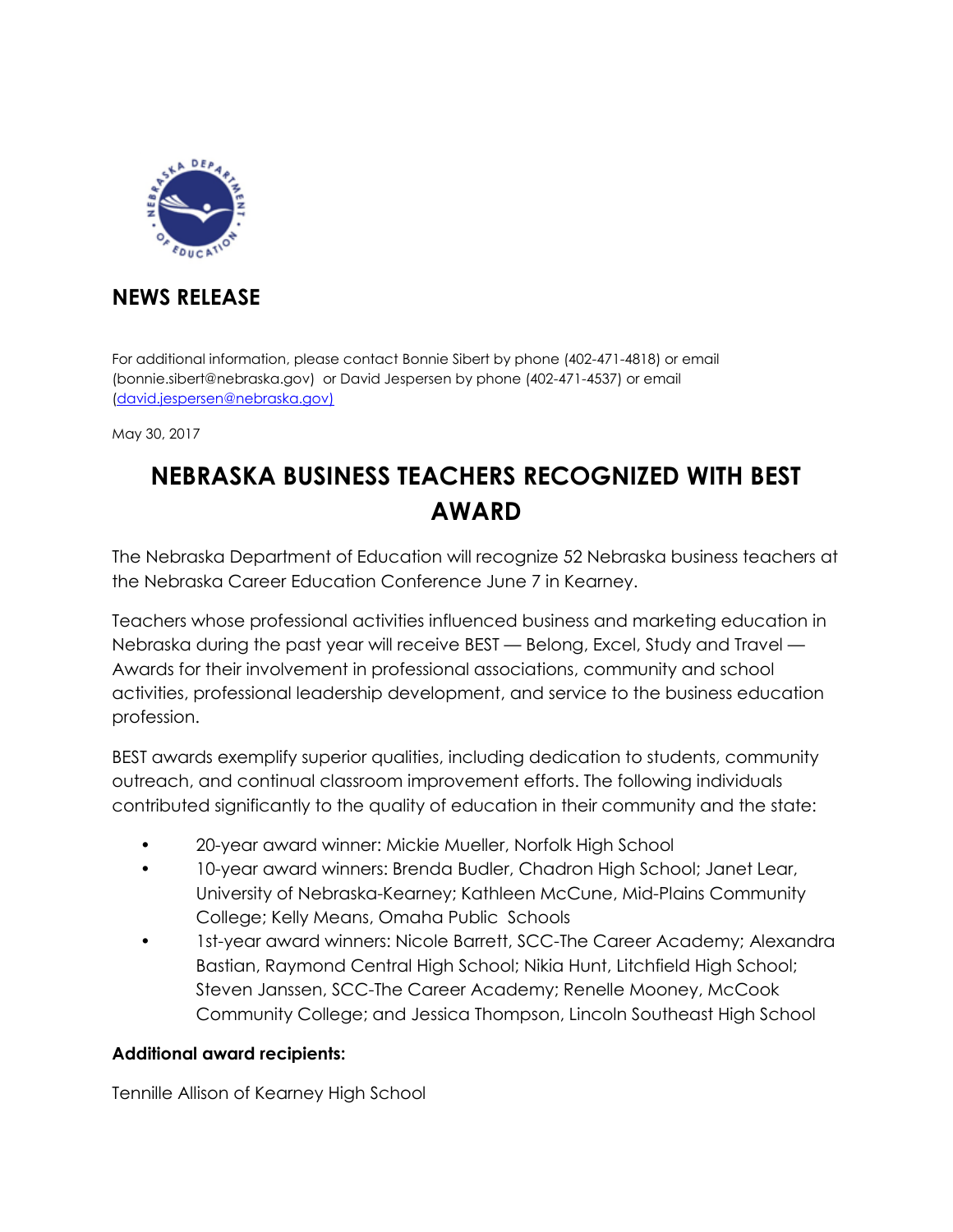## NEWS RELEASE

For additional information, please contact Bonnie Sibert by phone (402-471-4818) or email (bonnie.sibert@nebraska.gov) or David Jespersen by phone (402-471-4537) or email (david.jespersen@nebraska.gov)

May 30, 2017

# NEBRASKA BUSINESS TEACHERS RECOGNIZED WITH BEST AWARD

The Nebraska Department of Education will recognize 52 Nebraska business teachers at the Nebraska Career Education Conference June 7 in Kearney.

Teachers whose professional activities influenced business and marketing education in Nebraska during the past year will receive BEST — Belong, Excel, Study and Travel — Awards for their involvement in professional associations, community and school activities, professional leadership development, and service to the business education profession.

BEST awards exemplify superior qualities, including dedication to students, community outreach, and continual classroom improvement efforts. The following individuals contributed significantly to the quality of education in their community and the state:

- 20-year award winner: Mickie Mueller, Norfolk High School
- 10-year award winners: Brenda Budler, Chadron High School; Janet Lear, University of Nebraska-Kearney; Kathleen McCune, Mid-Plains Community College; Kelly Means, Omaha Public Schools
- 1st-year award winners: Nicole Barrett, SCC-The Career Academy; Alexandra Bastian, Raymond Central High School; Nikia Hunt, Litchfield High School; Steven Janssen, SCC-The Career Academy; Renelle Mooney, McCook Community College; and Jessica Thompson, Lincoln Southeast High School

**Additional award recipients:**

Tennille Allison of Kearney High School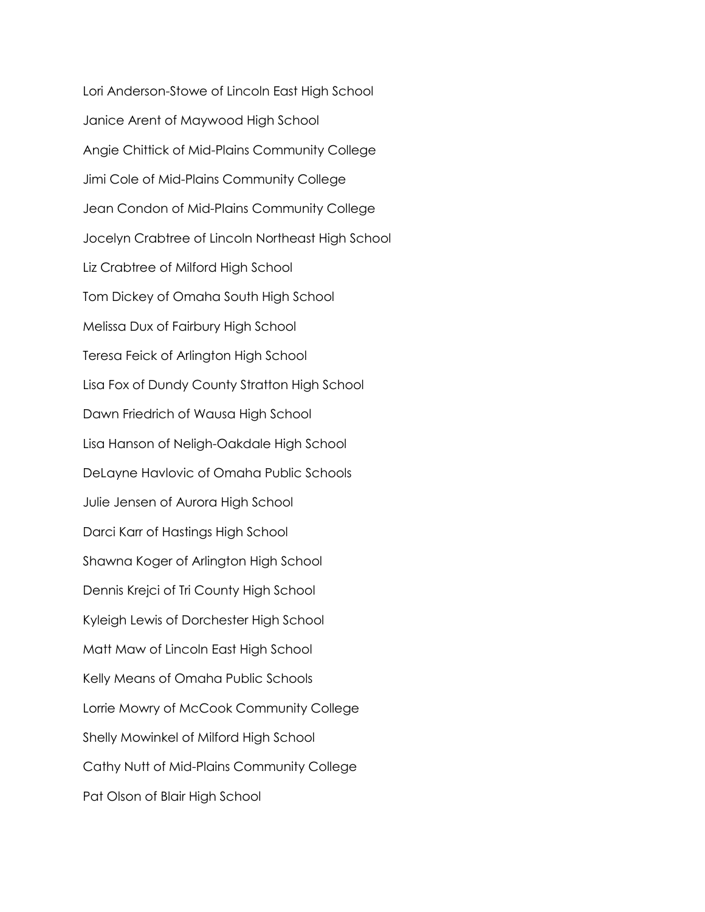Lori Anderson-Stowe of Lincoln East High School

Janice Arent of Maywood High School

Angie Chittick of Mid-Plains Community College

Jimi Cole of Mid-Plains Community College

Jean Condon of Mid-Plains Community College

Jocelyn Crabtree of Lincoln Northeast High School

Liz Crabtree of Milford High School

Tom Dickey of Omaha South High School

Melissa Dux of Fairbury High School

Teresa Feick of Arlington High School

Lisa Fox of Dundy County Stratton High School

Dawn Friedrich of Wausa High School

Lisa Hanson of Neligh-Oakdale High School

DeLayne Havlovic of Omaha Public Schools

Julie Jensen of Aurora High School

Darci Karr of Hastings High School

Shawna Koger of Arlington High School

Dennis Krejci of Tri County High School

Kyleigh Lewis of Dorchester High School

Matt Maw of Lincoln East High School

Kelly Means of Omaha Public Schools

Lorrie Mowry of McCook Community College

Shelly Mowinkel of Milford High School

Cathy Nutt of Mid-Plains Community College

Pat Olson of Blair High School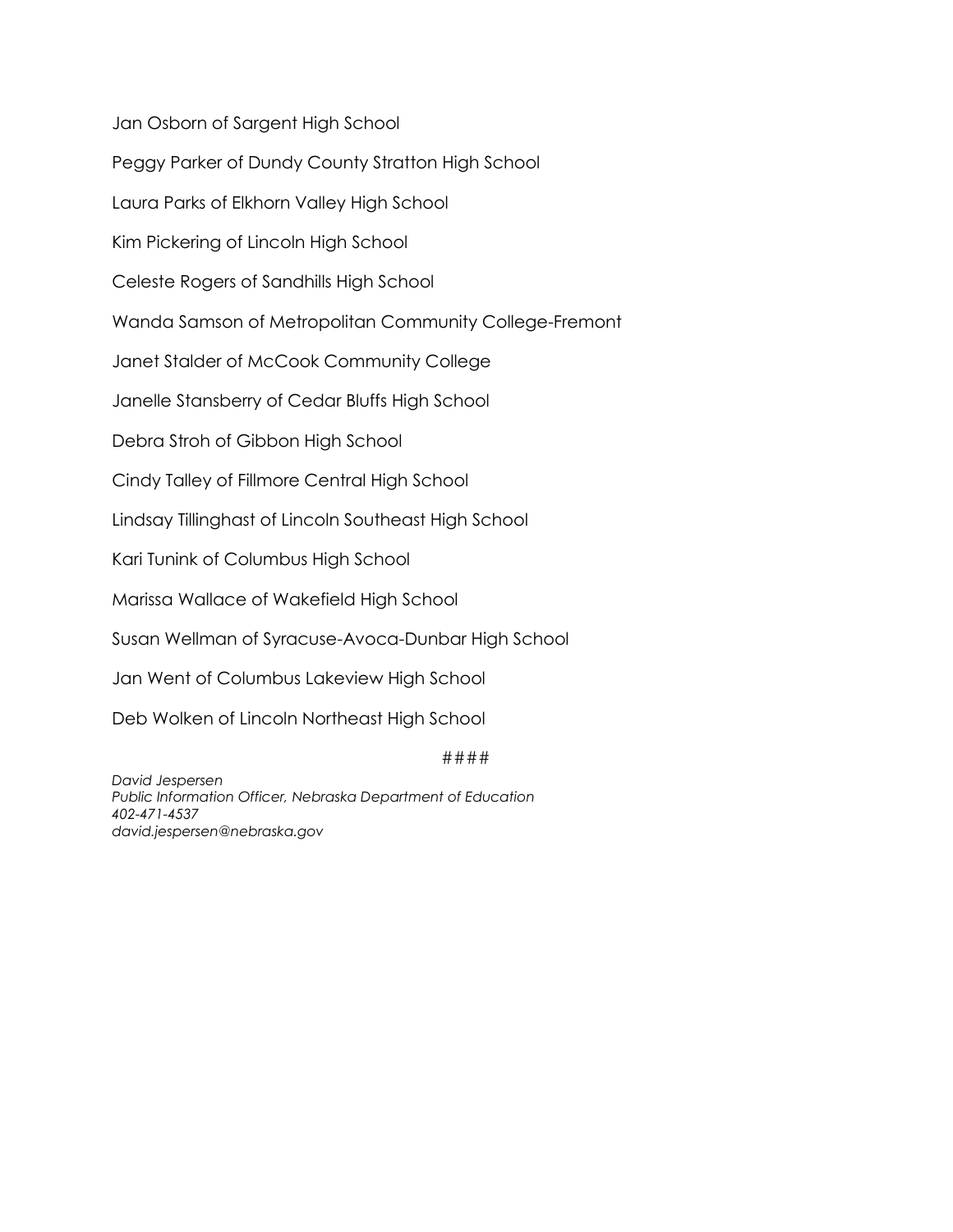Jan Osborn of Sargent High School

Peggy Parker of Dundy County Stratton High School

Laura Parks of Elkhorn Valley High School

Kim Pickering of Lincoln High School

Celeste Rogers of Sandhills High School

Wanda Samson of Metropolitan Community College-Fremont

Janet Stalder of McCook Community College

Janelle Stansberry of Cedar Bluffs High School

Debra Stroh of Gibbon High School

Cindy Talley of Fillmore Central High School

Lindsay Tillinghast of Lincoln Southeast High School

Kari Tunink of Columbus High School

Marissa Wallace of Wakefield High School

Susan Wellman of Syracuse-Avoca-Dunbar High School

Jan Went of Columbus Lakeview High School

Deb Wolken of Lincoln Northeast High School

####

*David Jespersen*
*Public Information Officer, Nebraska Department of Education*
*402-471-4537*
*david.jespersen@nebraska.gov*